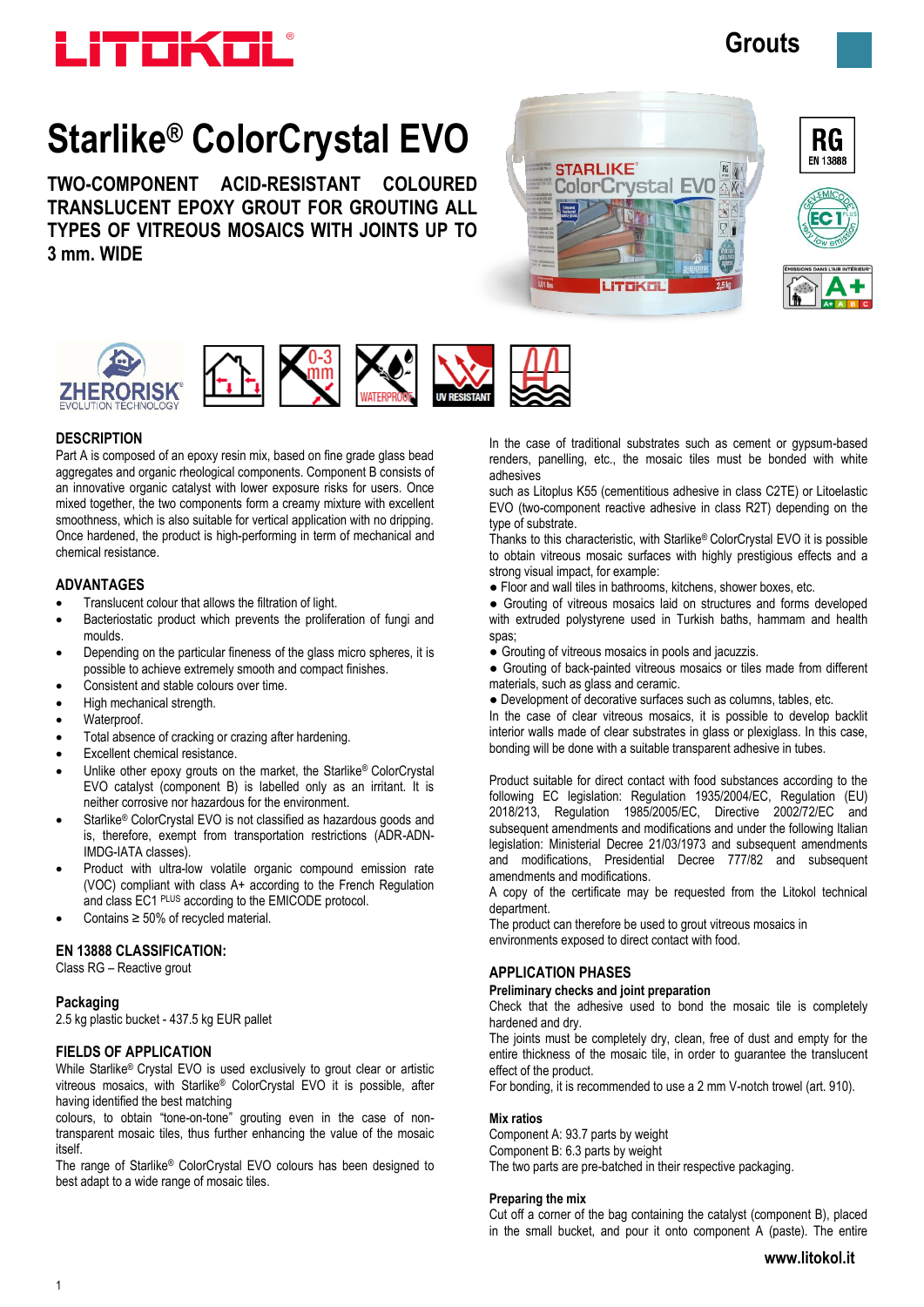# Starlike® ColorCrystal EVO

**TWO-COMPONENT ACID-RESISTANT COLOURED TRANSLUCENT EPOXY GROUT FOR GROUTING ALL TYPES OF VITREOUS MOSAICS WITH JOINTS UP TO 3 mm. WIDE**

## DESCRIPTION

Part A is composed of an epoxy resin mix, based on fine grade glass bead aggregates and organic rheological components. Component B consists of an innovative organic catalyst with lower exposure risks for users. Once mixed together, the two components form a creamy mixture with excellent smoothness, which is also suitable for vertical application with no dripping. Once hardened, the product is high-performing in term of mechanical and chemical resistance.

## ADVANTAGES

- Translucent colour that allows the filtration of light.
- Bacteriostatic product which prevents the proliferation of fungi and moulds.
- Depending on the particular fineness of the glass micro spheres, it is possible to achieve extremely smooth and compact finishes.
- Consistent and stable colours over time.
- High mechanical strength.
- Waterproof.
- Total absence of cracking or crazing after hardening.
- Excellent chemical resistance.
- Unlike other epoxy grouts on the market, the Starlike® ColorCrystal EVO catalyst (component B) is labelled only as an irritant. It is neither corrosive nor hazardous for the environment.
- Starlike® ColorCrystal EVO is not classified as hazardous goods and is, therefore, exempt from transportation restrictions (ADR-ADN-IMDG-IATA classes).
- Product with ultra-low volatile organic compound emission rate (VOC) compliant with class A+ according to the French Regulation and class EC1 PLUS according to the EMICODE protocol.
- Contains ≥ 50% of recycled material.

## EN 13888 CLASSIFICATION:

Class RG – Reactive grout

## Packaging

2.5 kg plastic bucket - 437.5 kg EUR pallet

## FIELDS OF APPLICATION

While Starlike® Crystal EVO is used exclusively to grout clear or artistic vitreous mosaics, with Starlike® ColorCrystal EVO it is possible, after having identified the best matching colours, to obtain "tone-on-tone" grouting even in the case of non-transparent mosaic tiles, thus further enhancing the value of the mosaic itself.

The range of Starlike® ColorCrystal EVO colours has been designed to best adapt to a wide range of mosaic tiles.

In the case of traditional substrates such as cement or gypsum-based renders, panelling, etc., the mosaic tiles must be bonded with white adhesives such as Litoplus K55 (cementitious adhesive in class C2TE) or Litoelastic EVO (two-component reactive adhesive in class R2T) depending on the type of substrate.

Thanks to this characteristic, with Starlike® ColorCrystal EVO it is possible to obtain vitreous mosaic surfaces with highly prestigious effects and a strong visual impact, for example:

- Floor and wall tiles in bathrooms, kitchens, shower boxes, etc.
- Grouting of vitreous mosaics laid on structures and forms developed with extruded polystyrene used in Turkish baths, hammam and health spas;
- Grouting of vitreous mosaics in pools and jacuzzis.
- Grouting of back-painted vitreous mosaics or tiles made from different materials, such as glass and ceramic.
- Development of decorative surfaces such as columns, tables, etc.

In the case of clear vitreous mosaics, it is possible to develop backlit interior walls made of clear substrates in glass or plexiglass. In this case, bonding will be done with a suitable transparent adhesive in tubes.

Product suitable for direct contact with food substances according to the following EC legislation: Regulation 1935/2004/EC, Regulation (EU) 2018/213, Regulation 1985/2005/EC, Directive 2002/72/EC and subsequent amendments and modifications and under the following Italian legislation: Ministerial Decree 21/03/1973 and subsequent amendments and modifications, Presidential Decree 777/82 and subsequent amendments and modifications.

A copy of the certificate may be requested from the Litokol technical department.

The product can therefore be used to grout vitreous mosaics in environments exposed to direct contact with food.

## APPLICATION PHASES

### Preliminary checks and joint preparation

Check that the adhesive used to bond the mosaic tile is completely hardened and dry.

The joints must be completely dry, clean, free of dust and empty for the entire thickness of the mosaic tile, in order to guarantee the translucent effect of the product.

For bonding, it is recommended to use a 2 mm V-notch trowel (art. 910).

### Mix ratios

Component A: 93.7 parts by weight
Component B: 6.3 parts by weight
The two parts are pre-batched in their respective packaging.

### Preparing the mix

Cut off a corner of the bag containing the catalyst (component B), placed in the small bucket, and pour it onto component A (paste). The entire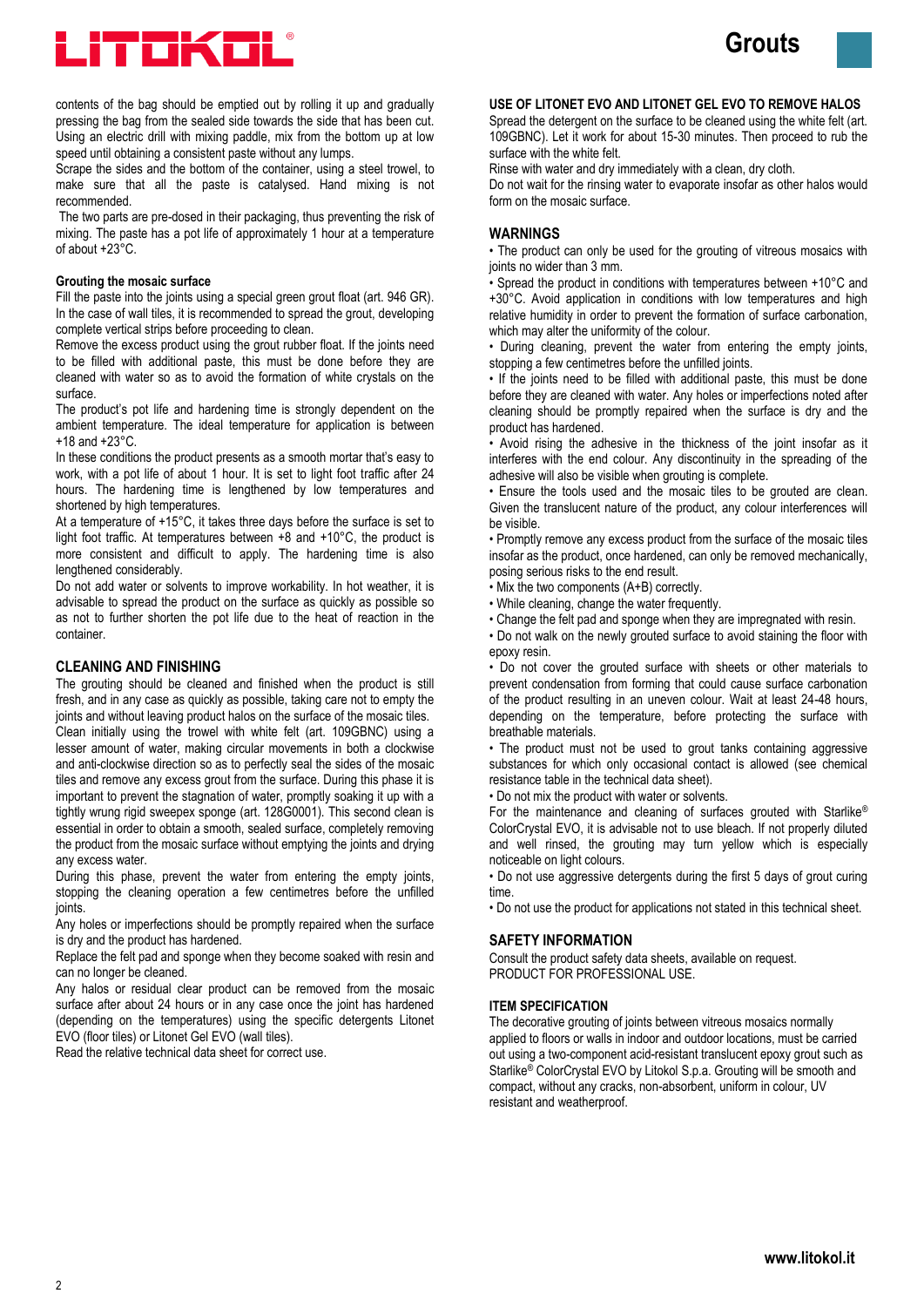contents of the bag should be emptied out by rolling it up and gradually pressing the bag from the sealed side towards the side that has been cut. Using an electric drill with mixing paddle, mix from the bottom up at low speed until obtaining a consistent paste without any lumps.
Scrape the sides and the bottom of the container, using a steel trowel, to make sure that all the paste is catalysed. Hand mixing is not recommended.
The two parts are pre-dosed in their packaging, thus preventing the risk of mixing. The paste has a pot life of approximately 1 hour at a temperature of about +23°C.

**Grouting the mosaic surface**

Fill the paste into the joints using a special green grout float (art. 946 GR). In the case of wall tiles, it is recommended to spread the grout, developing complete vertical strips before proceeding to clean.
Remove the excess product using the grout rubber float. If the joints need to be filled with additional paste, this must be done before they are cleaned with water so as to avoid the formation of white crystals on the surface.
The product's pot life and hardening time is strongly dependent on the ambient temperature. The ideal temperature for application is between +18 and +23°C.
In these conditions the product presents as a smooth mortar that's easy to work, with a pot life of about 1 hour. It is set to light foot traffic after 24 hours. The hardening time is lengthened by low temperatures and shortened by high temperatures.
At a temperature of +15°C, it takes three days before the surface is set to light foot traffic. At temperatures between +8 and +10°C, the product is more consistent and difficult to apply. The hardening time is also lengthened considerably.
Do not add water or solvents to improve workability. In hot weather, it is advisable to spread the product on the surface as quickly as possible so as not to further shorten the pot life due to the heat of reaction in the container.

## CLEANING AND FINISHING

The grouting should be cleaned and finished when the product is still fresh, and in any case as quickly as possible, taking care not to empty the joints and without leaving product halos on the surface of the mosaic tiles.
Clean initially using the trowel with white felt (art. 109GBNC) using a lesser amount of water, making circular movements in both a clockwise and anti-clockwise direction so as to perfectly seal the sides of the mosaic tiles and remove any excess grout from the surface. During this phase it is important to prevent the stagnation of water, promptly soaking it up with a tightly wrung rigid sweepex sponge (art. 128G0001). This second clean is essential in order to obtain a smooth, sealed surface, completely removing the product from the mosaic surface without emptying the joints and drying any excess water.
During this phase, prevent the water from entering the empty joints, stopping the cleaning operation a few centimetres before the unfilled joints.
Any holes or imperfections should be promptly repaired when the surface is dry and the product has hardened.
Replace the felt pad and sponge when they become soaked with resin and can no longer be cleaned.
Any halos or residual clear product can be removed from the mosaic surface after about 24 hours or in any case once the joint has hardened (depending on the temperatures) using the specific detergents Litonet EVO (floor tiles) or Litonet Gel EVO (wall tiles).
Read the relative technical data sheet for correct use.

## USE OF LITONET EVO AND LITONET GEL EVO TO REMOVE HALOS

Spread the detergent on the surface to be cleaned using the white felt (art. 109GBNC). Let it work for about 15-30 minutes. Then proceed to rub the surface with the white felt.
Rinse with water and dry immediately with a clean, dry cloth.
Do not wait for the rinsing water to evaporate insofar as other halos would form on the mosaic surface.

## WARNINGS

- The product can only be used for the grouting of vitreous mosaics with joints no wider than 3 mm.
- Spread the product in conditions with temperatures between +10°C and +30°C. Avoid application in conditions with low temperatures and high relative humidity in order to prevent the formation of surface carbonation, which may alter the uniformity of the colour.
- During cleaning, prevent the water from entering the empty joints, stopping a few centimetres before the unfilled joints.
- If the joints need to be filled with additional paste, this must be done before they are cleaned with water. Any holes or imperfections noted after cleaning should be promptly repaired when the surface is dry and the product has hardened.
- Avoid rising the adhesive in the thickness of the joint insofar as it interferes with the end colour. Any discontinuity in the spreading of the adhesive will also be visible when grouting is complete.
- Ensure the tools used and the mosaic tiles to be grouted are clean. Given the translucent nature of the product, any colour interferences will be visible.
- Promptly remove any excess product from the surface of the mosaic tiles insofar as the product, once hardened, can only be removed mechanically, posing serious risks to the end result.
- Mix the two components (A+B) correctly.
- While cleaning, change the water frequently.
- Change the felt pad and sponge when they are impregnated with resin.
- Do not walk on the newly grouted surface to avoid staining the floor with epoxy resin.
- Do not cover the grouted surface with sheets or other materials to prevent condensation from forming that could cause surface carbonation of the product resulting in an uneven colour. Wait at least 24-48 hours, depending on the temperature, before protecting the surface with breathable materials.
- The product must not be used to grout tanks containing aggressive substances for which only occasional contact is allowed (see chemical resistance table in the technical data sheet).
- Do not mix the product with water or solvents.

For the maintenance and cleaning of surfaces grouted with Starlike® ColorCrystal EVO, it is advisable not to use bleach. If not properly diluted and well rinsed, the grouting may turn yellow which is especially noticeable on light colours.

- Do not use aggressive detergents during the first 5 days of grout curing time.
- Do not use the product for applications not stated in this technical sheet.

## SAFETY INFORMATION

Consult the product safety data sheets, available on request.
PRODUCT FOR PROFESSIONAL USE.

## ITEM SPECIFICATION

The decorative grouting of joints between vitreous mosaics normally applied to floors or walls in indoor and outdoor locations, must be carried out using a two-component acid-resistant translucent epoxy grout such as Starlike® ColorCrystal EVO by Litokol S.p.a. Grouting will be smooth and compact, without any cracks, non-absorbent, uniform in colour, UV resistant and weatherproof.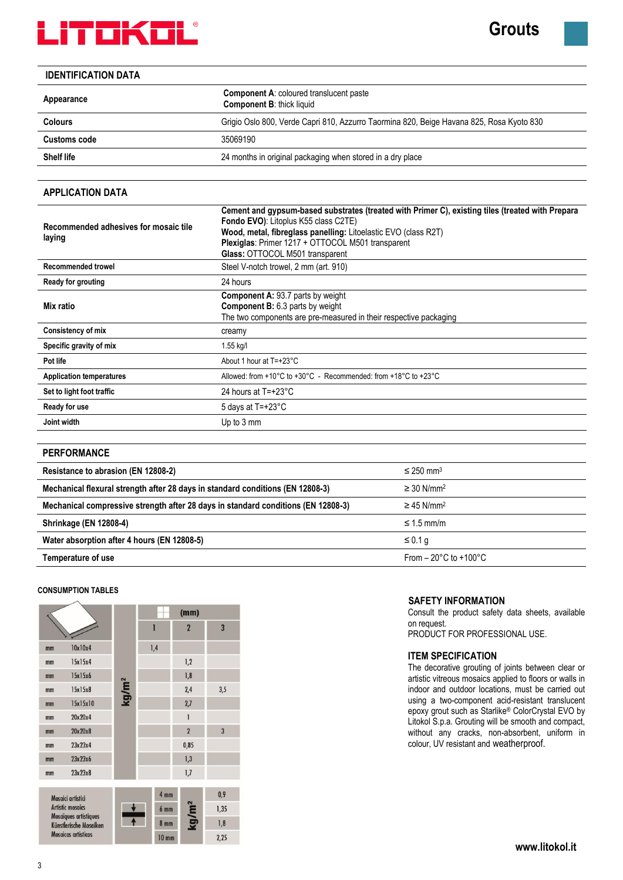# Grouts

## IDENTIFICATION DATA

| | |
|---|---|
| **Appearance** | **Component A**: coloured translucent paste<br>**Component B**: thick liquid |
| **Colours** | Grigio Oslo 800, Verde Capri 810, Azzurro Taormina 820, Beige Havana 825, Rosa Kyoto 830 |
| **Customs code** | 35069190 |
| **Shelf life** | 24 months in original packaging when stored in a dry place |

## APPLICATION DATA

| | |
|---|---|
| **Recommended adhesives for mosaic tile laying** | **Cement and gypsum-based substrates (treated with Primer C), existing tiles (treated with Prepara Fondo EVO)**: Litoplus K55 class C2TE)<br>**Wood, metal, fibreglass panelling:** Litoelastic EVO (class R2T)<br>**Plexiglas**: Primer 1217 + OTTOCOL M501 transparent<br>**Glass:** OTTOCOL M501 transparent |
| **Recommended trowel** | Steel V-notch trowel, 2 mm (art. 910) |
| **Ready for grouting** | 24 hours |
| **Mix ratio** | **Component A:** 93.7 parts by weight<br>**Component B:** 6.3 parts by weight<br>The two components are pre-measured in their respective packaging |
| **Consistency of mix** | creamy |
| **Specific gravity of mix** | 1.55 kg/l |
| **Pot life** | About 1 hour at T=+23°C |
| **Application temperatures** | Allowed: from +10°C to +30°C - Recommended: from +18°C to +23°C |
| **Set to light foot traffic** | 24 hours at T=+23°C |
| **Ready for use** | 5 days at T=+23°C |
| **Joint width** | Up to 3 mm |

## PERFORMANCE

| | |
|---|---|
| **Resistance to abrasion (EN 12808-2)** | ≤ 250 mm³ |
| **Mechanical flexural strength after 28 days in standard conditions (EN 12808-3)** | ≥ 30 N/mm² |
| **Mechanical compressive strength after 28 days in standard conditions (EN 12808-3)** | ≥ 45 N/mm² |
| **Shrinkage (EN 12808-4)** | ≤ 1.5 mm/m |
| **Water absorption after 4 hours (EN 12808-5)** | ≤ 0.1 g |
| **Temperature of use** | From – 20°C to +100°C |

### CONSUMPTION TABLES

| | | | (mm) | | |
|---|---|---|---|---|---|
| | | kg/m² | 1 | 2 | 3 |
| mm | 10x10x4 | | 1,4 | | |
| mm | 15x15x4 | | | 1,2 | |
| mm | 15x15x6 | | | 1,8 | |
| mm | 15x15x8 | | | 2,4 | 3,5 |
| mm | 15x15x10 | | | 2,7 | |
| mm | 20x20x4 | | | 1 | |
| mm | 20x20x8 | | | 2 | 3 |
| mm | 23x23x4 | | | 0,85 | |
| mm | 23x23x6 | | | 1,3 | |
| mm | 23x23x8 | | | 1,7 | |

| Mosaici artistici / Artistic mosaics / Mosaïques artistiques / Künstlerische Mosaiken / Mosaicos artísticos | | kg/m² |
|---|---|---|
| | 4 mm | 0,9 |
| | 6 mm | 1,35 |
| | 8 mm | 1,8 |
| | 10 mm | 2,25 |

### SAFETY INFORMATION

Consult the product safety data sheets, available on request.
PRODUCT FOR PROFESSIONAL USE.

### ITEM SPECIFICATION

The decorative grouting of joints between clear or artistic vitreous mosaics applied to floors or walls in indoor and outdoor locations, must be carried out using a two-component acid-resistant translucent epoxy grout such as Starlike® ColorCrystal EVO by Litokol S.p.a. Grouting will be smooth and compact, without any cracks, non-absorbent, uniform in colour, UV resistant and weatherproof.

www.litokol.it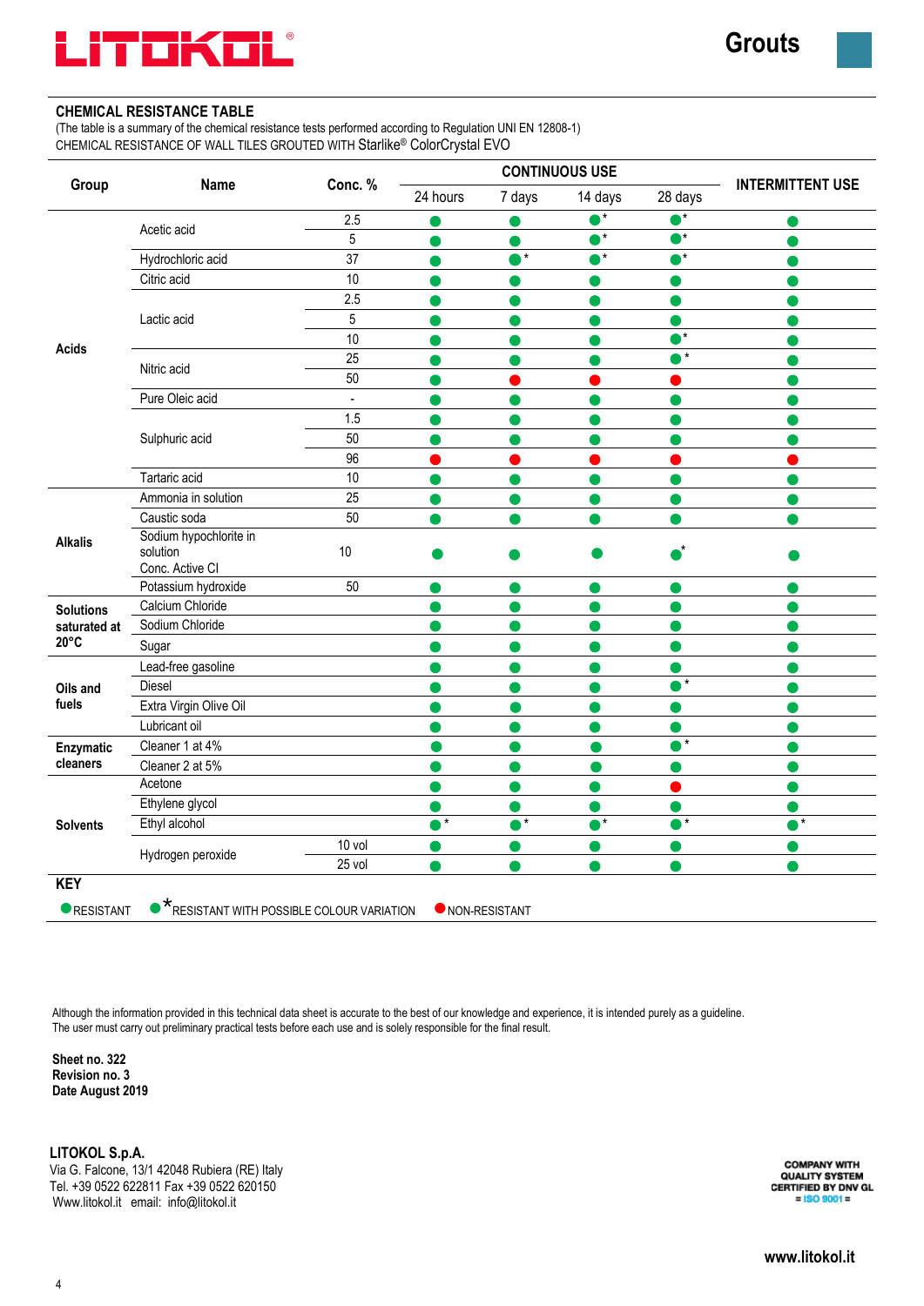**Grouts**

## CHEMICAL RESISTANCE TABLE

(The table is a summary of the chemical resistance tests performed according to Regulation UNI EN 12808-1)
CHEMICAL RESISTANCE OF WALL TILES GROUTED WITH Starlike® ColorCrystal EVO

| Group | Name | Conc. % | CONTINUOUS USE | | | | INTERMITTENT USE |
|---|---|---|---|---|---|---|---|
| | | | 24 hours | 7 days | 14 days | 28 days | |
| Acids | Acetic acid | 2.5 | ● | ● | ●* | ●* | ● |
| | | 5 | ● | ● | ●* | ●* | ● |
| | Hydrochloric acid | 37 | ● | ●* | ●* | ●* | ● |
| | Citric acid | 10 | ● | ● | ● | ● | ● |
| | Lactic acid | 2.5 | ● | ● | ● | ● | ● |
| | | 5 | ● | ● | ● | ● | ● |
| | | 10 | ● | ● | ● | ●* | ● |
| | Nitric acid | 25 | ● | ● | ● | ●* | ● |
| | | 50 | ● | ● (red) | ● (red) | ● (red) | ● |
| | Pure Oleic acid | - | ● | ● | ● | ● | ● |
| | Sulphuric acid | 1.5 | ● | ● | ● | ● | ● |
| | | 50 | ● | ● | ● | ● | ● |
| | | 96 | ● (red) | ● (red) | ● (red) | ● (red) | ● (red) |
| | Tartaric acid | 10 | ● | ● | ● | ● | ● |
| Alkalis | Ammonia in solution | 25 | ● | ● | ● | ● | ● |
| | Caustic soda | 50 | ● | ● | ● | ● | ● |
| | Sodium hypochlorite in solution Conc. Active Cl | 10 | ● | ● | ● | ●* | ● |
| | Potassium hydroxide | 50 | ● | ● | ● | ● | ● |
| Solutions saturated at 20°C | Calcium Chloride | | ● | ● | ● | ● | ● |
| | Sodium Chloride | | ● | ● | ● | ● | ● |
| | Sugar | | ● | ● | ● | ● | ● |
| Oils and fuels | Lead-free gasoline | | ● | ● | ● | ● | ● |
| | Diesel | | ● | ● | ● | ●* | ● |
| | Extra Virgin Olive Oil | | ● | ● | ● | ● | ● |
| | Lubricant oil | | ● | ● | ● | ● | ● |
| Enzymatic cleaners | Cleaner 1 at 4% | | ● | ● | ● | ●* | ● |
| | Cleaner 2 at 5% | | ● | ● | ● | ● | ● |
| Solvents | Acetone | | ● | ● | ● | ● (red) | ● |
| | Ethylene glycol | | ● | ● | ● | ● | ● |
| | Ethyl alcohol | | ●* | ●* | ●* | ●* | ●* |
| | Hydrogen peroxide | 10 vol | ● | ● | ● | ● | ● |
| | | 25 vol | ● | ● | ● | ● | ● |

**KEY**

● RESISTANT  ●* RESISTANT WITH POSSIBLE COLOUR VARIATION  ● (red) NON-RESISTANT

Although the information provided in this technical data sheet is accurate to the best of our knowledge and experience, it is intended purely as a guideline. The user must carry out preliminary practical tests before each use and is solely responsible for the final result.

**Sheet no. 322**
**Revision no. 3**
**Date August 2019**

**LITOKOL S.p.A.**
Via G. Falcone, 13/1 42048 Rubiera (RE) Italy
Tel. +39 0522 622811 Fax +39 0522 620150
Www.litokol.it email: info@litokol.it

COMPANY WITH QUALITY SYSTEM CERTIFIED BY DNV GL = ISO 9001 =

**www.litokol.it**